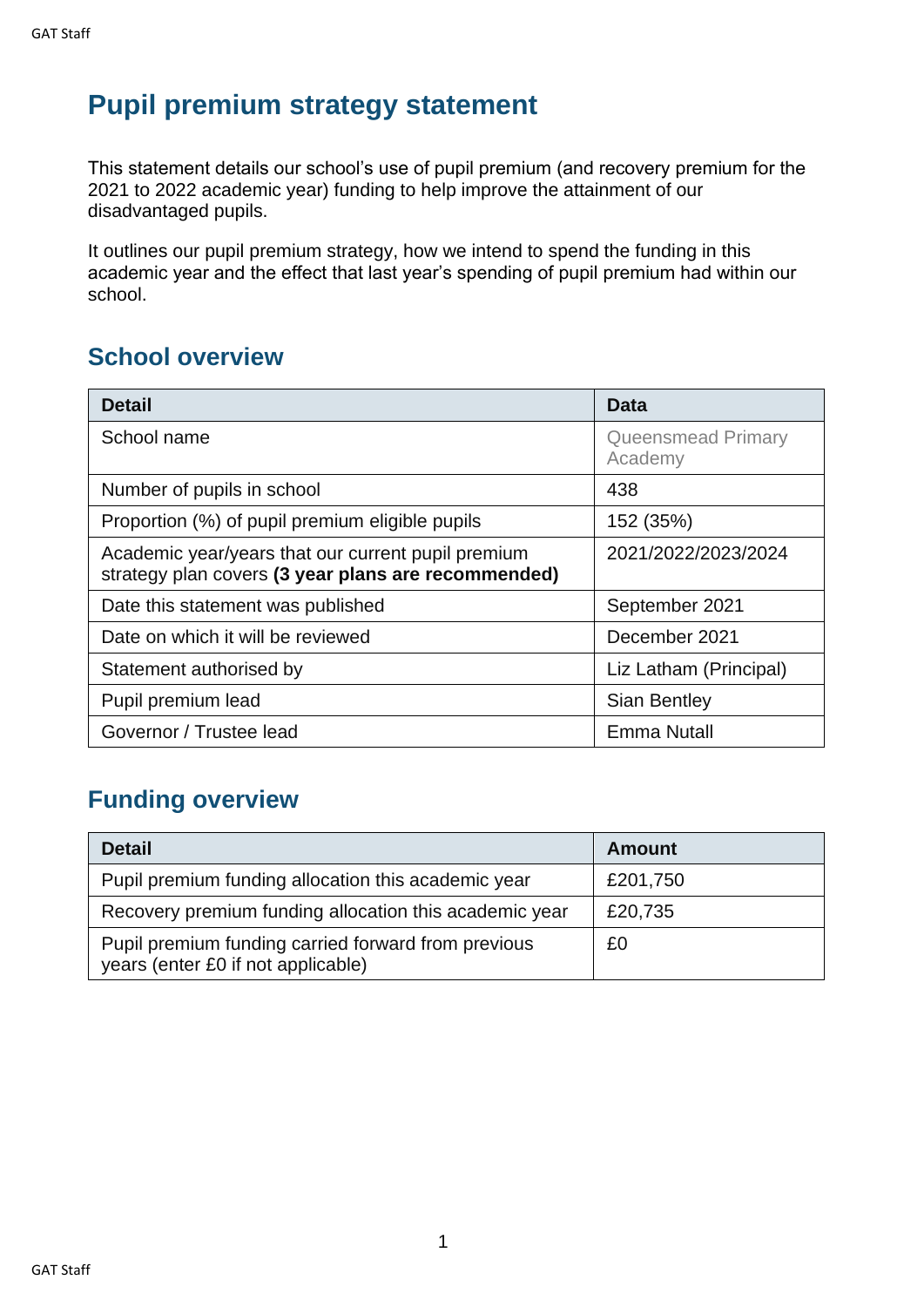# Pupil premium strategy statement

This statement details our school's use of pupil premium (and recovery premium for the 2021 to 2022 academic year) funding to help improve the attainment of our disadvantaged pupils.

It outlines our pupil premium strategy, how we intend to spend the funding in this academic year and the effect that last year's spending of pupil premium had within our school.

## School overview

| Detail | Data |
|---|---|
| School name | Queensmead Primary Academy |
| Number of pupils in school | 438 |
| Proportion (%) of pupil premium eligible pupils | 152 (35%) |
| Academic year/years that our current pupil premium strategy plan covers **(3 year plans are recommended)** | 2021/2022/2023/2024 |
| Date this statement was published | September 2021 |
| Date on which it will be reviewed | December 2021 |
| Statement authorised by | Liz Latham (Principal) |
| Pupil premium lead | Sian Bentley |
| Governor / Trustee lead | Emma Nutall |

## Funding overview

| Detail | Amount |
|---|---|
| Pupil premium funding allocation this academic year | £201,750 |
| Recovery premium funding allocation this academic year | £20,735 |
| Pupil premium funding carried forward from previous years (enter £0 if not applicable) | £0 |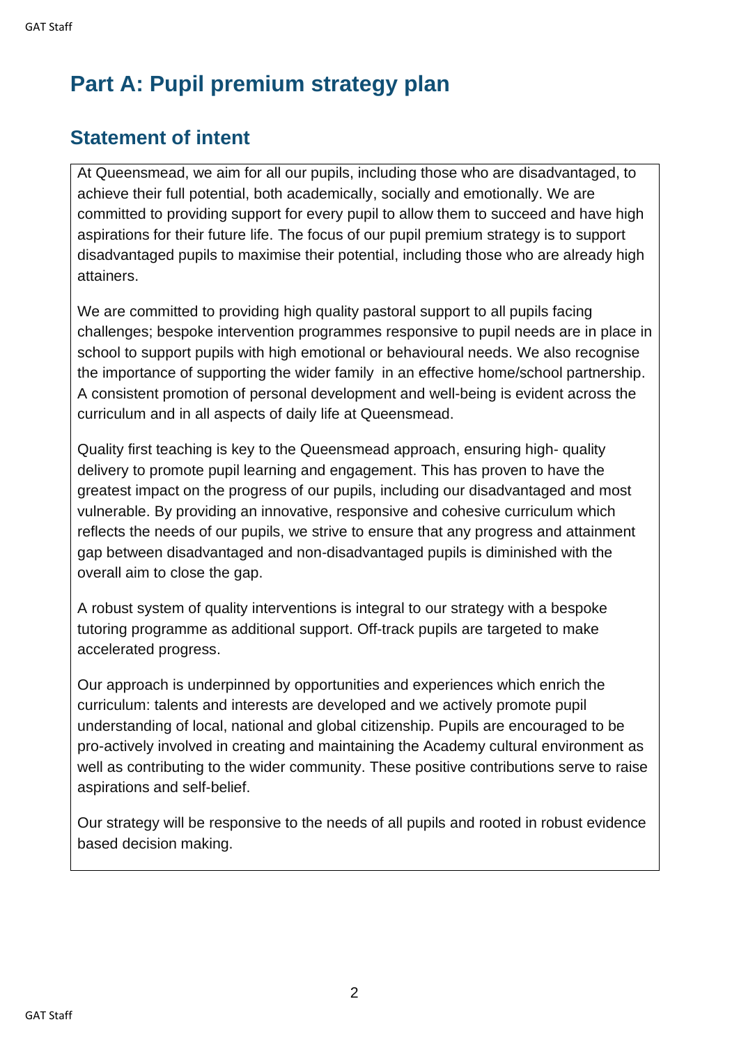# Part A: Pupil premium strategy plan

## Statement of intent

At Queensmead, we aim for all our pupils, including those who are disadvantaged, to achieve their full potential, both academically, socially and emotionally. We are committed to providing support for every pupil to allow them to succeed and have high aspirations for their future life. The focus of our pupil premium strategy is to support disadvantaged pupils to maximise their potential, including those who are already high attainers.

We are committed to providing high quality pastoral support to all pupils facing challenges; bespoke intervention programmes responsive to pupil needs are in place in school to support pupils with high emotional or behavioural needs. We also recognise the importance of supporting the wider family in an effective home/school partnership. A consistent promotion of personal development and well-being is evident across the curriculum and in all aspects of daily life at Queensmead.

Quality first teaching is key to the Queensmead approach, ensuring high- quality delivery to promote pupil learning and engagement. This has proven to have the greatest impact on the progress of our pupils, including our disadvantaged and most vulnerable. By providing an innovative, responsive and cohesive curriculum which reflects the needs of our pupils, we strive to ensure that any progress and attainment gap between disadvantaged and non-disadvantaged pupils is diminished with the overall aim to close the gap.

A robust system of quality interventions is integral to our strategy with a bespoke tutoring programme as additional support. Off-track pupils are targeted to make accelerated progress.

Our approach is underpinned by opportunities and experiences which enrich the curriculum: talents and interests are developed and we actively promote pupil understanding of local, national and global citizenship. Pupils are encouraged to be pro-actively involved in creating and maintaining the Academy cultural environment as well as contributing to the wider community. These positive contributions serve to raise aspirations and self-belief.

Our strategy will be responsive to the needs of all pupils and rooted in robust evidence based decision making.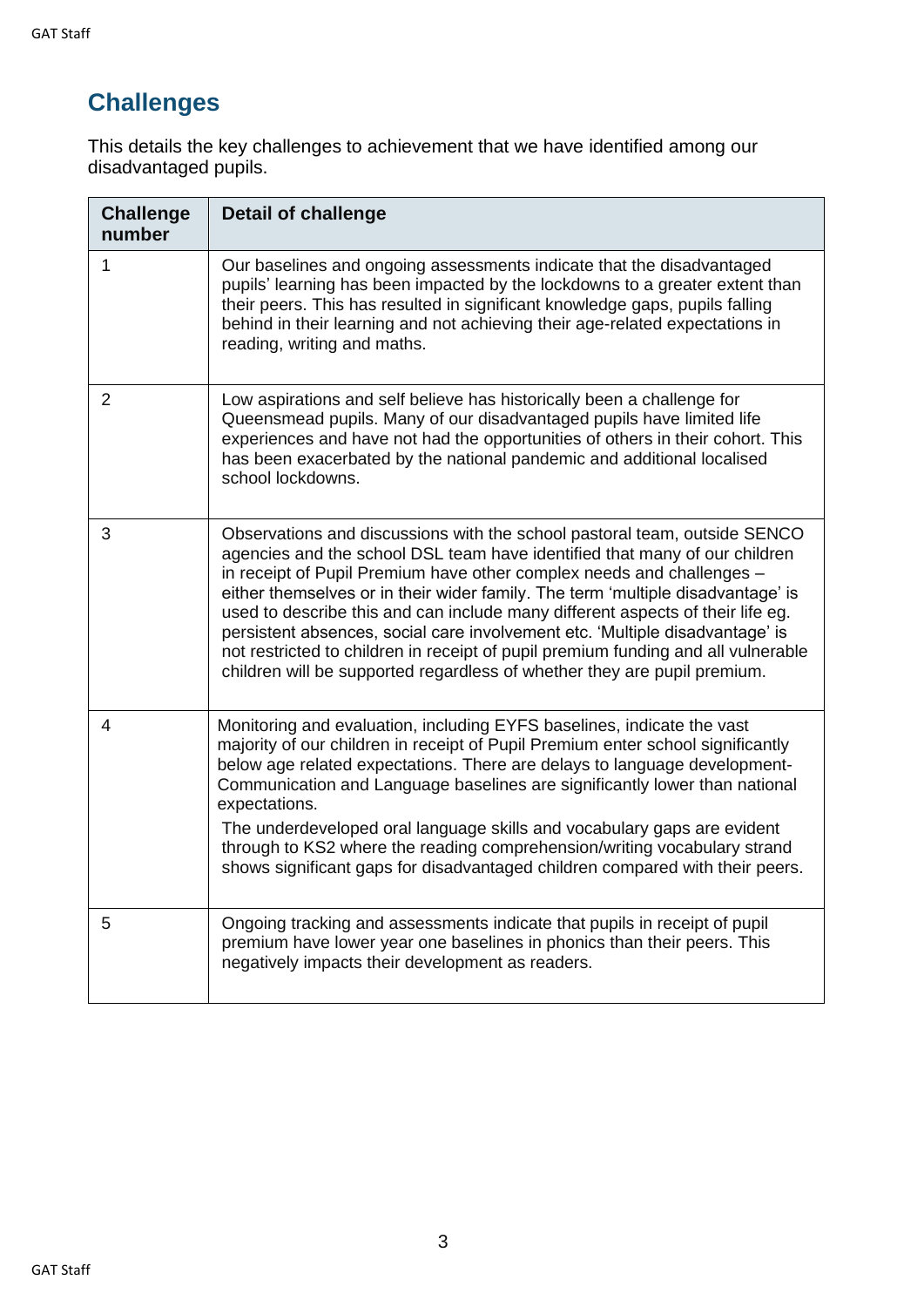## Challenges

This details the key challenges to achievement that we have identified among our disadvantaged pupils.

| Challenge number | Detail of challenge |
|---|---|
| 1 | Our baselines and ongoing assessments indicate that the disadvantaged pupils' learning has been impacted by the lockdowns to a greater extent than their peers. This has resulted in significant knowledge gaps, pupils falling behind in their learning and not achieving their age-related expectations in reading, writing and maths. |
| 2 | Low aspirations and self believe has historically been a challenge for Queensmead pupils. Many of our disadvantaged pupils have limited life experiences and have not had the opportunities of others in their cohort. This has been exacerbated by the national pandemic and additional localised school lockdowns. |
| 3 | Observations and discussions with the school pastoral team, outside SENCO agencies and the school DSL team have identified that many of our children in receipt of Pupil Premium have other complex needs and challenges – either themselves or in their wider family. The term 'multiple disadvantage' is used to describe this and can include many different aspects of their life eg. persistent absences, social care involvement etc. 'Multiple disadvantage' is not restricted to children in receipt of pupil premium funding and all vulnerable children will be supported regardless of whether they are pupil premium. |
| 4 | Monitoring and evaluation, including EYFS baselines, indicate the vast majority of our children in receipt of Pupil Premium enter school significantly below age related expectations. There are delays to language development- Communication and Language baselines are significantly lower than national expectations.<br><br>The underdeveloped oral language skills and vocabulary gaps are evident through to KS2 where the reading comprehension/writing vocabulary strand shows significant gaps for disadvantaged children compared with their peers. |
| 5 | Ongoing tracking and assessments indicate that pupils in receipt of pupil premium have lower year one baselines in phonics than their peers. This negatively impacts their development as readers. |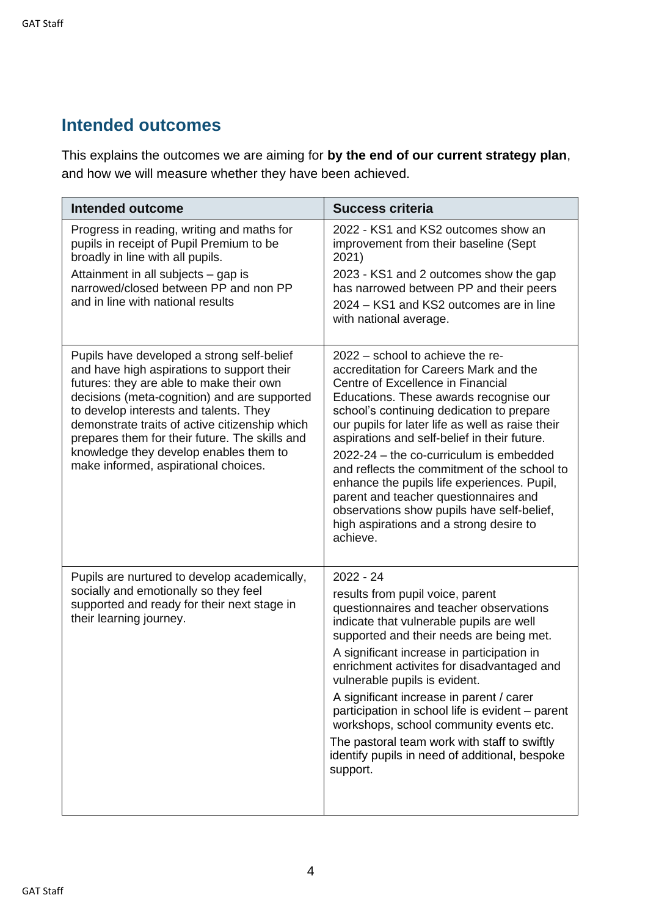## Intended outcomes

This explains the outcomes we are aiming for **by the end of our current strategy plan**, and how we will measure whether they have been achieved.

| Intended outcome | Success criteria |
|---|---|
| Progress in reading, writing and maths for pupils in receipt of Pupil Premium to be broadly in line with all pupils.<br>Attainment in all subjects – gap is narrowed/closed between PP and non PP and in line with national results | 2022 - KS1 and KS2 outcomes show an improvement from their baseline (Sept 2021)<br>2023 - KS1 and 2 outcomes show the gap has narrowed between PP and their peers<br>2024 – KS1 and KS2 outcomes are in line with national average. |
| Pupils have developed a strong self-belief and have high aspirations to support their futures: they are able to make their own decisions (meta-cognition) and are supported to develop interests and talents. They demonstrate traits of active citizenship which prepares them for their future. The skills and knowledge they develop enables them to make informed, aspirational choices. | 2022 – school to achieve the re-accreditation for Careers Mark and the Centre of Excellence in Financial Educations. These awards recognise our school's continuing dedication to prepare our pupils for later life as well as raise their aspirations and self-belief in their future.<br>2022-24 – the co-curriculum is embedded and reflects the commitment of the school to enhance the pupils life experiences. Pupil, parent and teacher questionnaires and observations show pupils have self-belief, high aspirations and a strong desire to achieve. |
| Pupils are nurtured to develop academically, socially and emotionally so they feel supported and ready for their next stage in their learning journey. | 2022 - 24<br>results from pupil voice, parent questionnaires and teacher observations indicate that vulnerable pupils are well supported and their needs are being met.<br>A significant increase in participation in enrichment activites for disadvantaged and vulnerable pupils is evident.<br>A significant increase in parent / carer participation in school life is evident – parent workshops, school community events etc.<br>The pastoral team work with staff to swiftly identify pupils in need of additional, bespoke support. |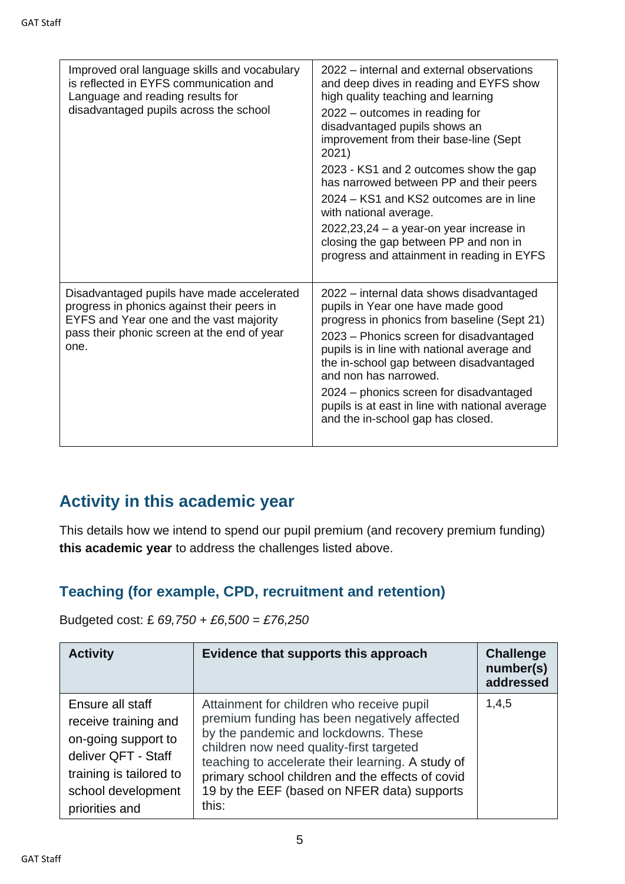| Improved oral language skills and vocabulary is reflected in EYFS communication and Language and reading results for disadvantaged pupils across the school | 2022 – internal and external observations and deep dives in reading and EYFS show high quality teaching and learning<br>2022 – outcomes in reading for disadvantaged pupils shows an improvement from their base-line (Sept 2021)<br>2023 - KS1 and 2 outcomes show the gap has narrowed between PP and their peers<br>2024 – KS1 and KS2 outcomes are in line with national average.<br>2022,23,24 – a year-on year increase in closing the gap between PP and non in progress and attainment in reading in EYFS |
|---|---|
| Disadvantaged pupils have made accelerated progress in phonics against their peers in EYFS and Year one and the vast majority pass their phonic screen at the end of year one. | 2022 – internal data shows disadvantaged pupils in Year one have made good progress in phonics from baseline (Sept 21)<br>2023 – Phonics screen for disadvantaged pupils is in line with national average and the in-school gap between disadvantaged and non has narrowed.<br>2024 – phonics screen for disadvantaged pupils is at east in line with national average and the in-school gap has closed. |

## Activity in this academic year

This details how we intend to spend our pupil premium (and recovery premium funding) **this academic year** to address the challenges listed above.

### Teaching (for example, CPD, recruitment and retention)

Budgeted cost: £ *69,750 + £6,500 = £76,250*

| Activity | Evidence that supports this approach | Challenge number(s) addressed |
|---|---|---|
| Ensure all staff receive training and on-going support to deliver QFT - Staff training is tailored to school development priorities and | Attainment for children who receive pupil premium funding has been negatively affected by the pandemic and lockdowns. These children now need quality-first targeted teaching to accelerate their learning. A study of primary school children and the effects of covid 19 by the EEF (based on NFER data) supports this: | 1,4,5 |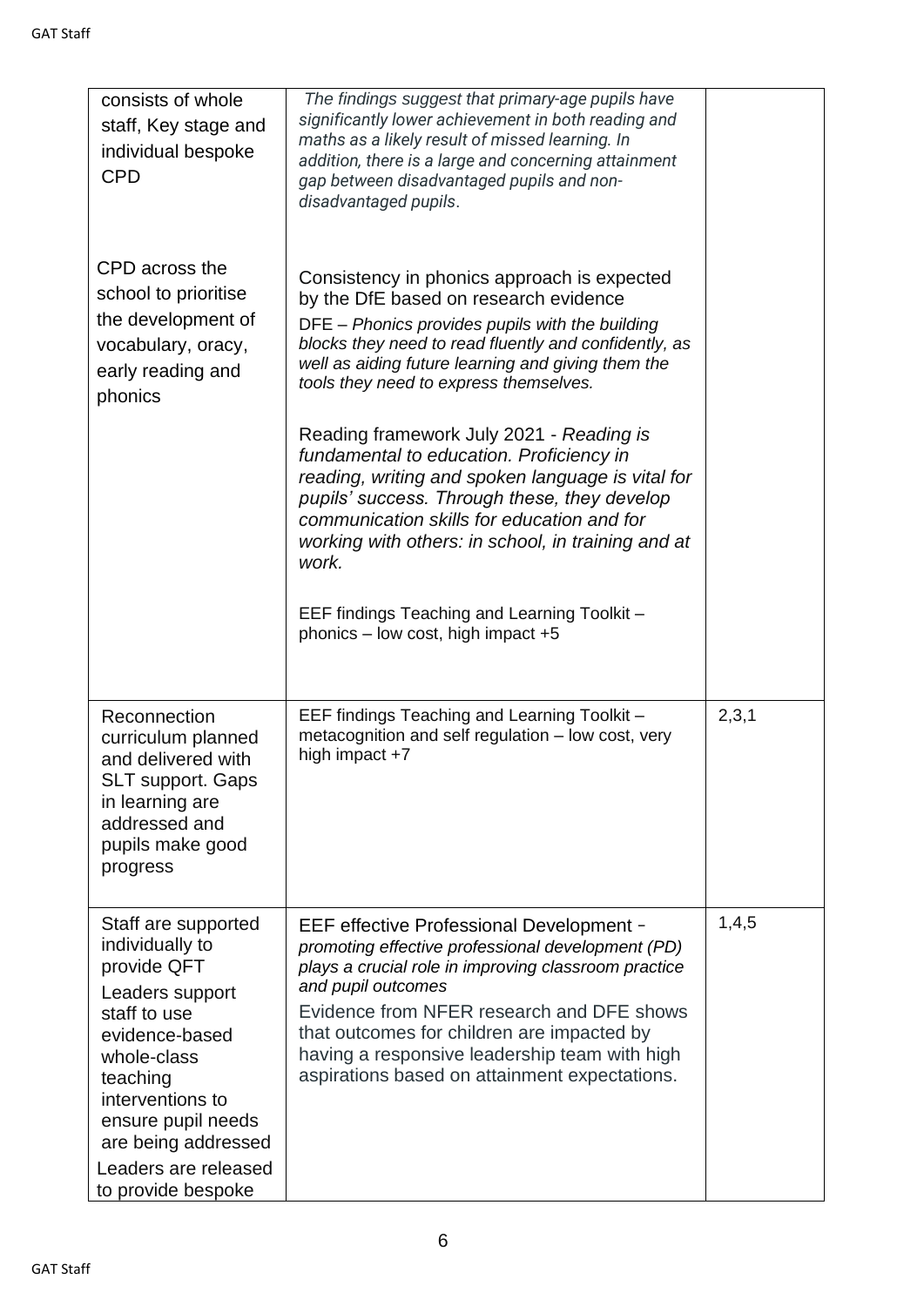| | | |
|---|---|---|
| consists of whole staff, Key stage and individual bespoke CPD<br><br>CPD across the school to prioritise the development of vocabulary, oracy, early reading and phonics | *The findings suggest that primary-age pupils have significantly lower achievement in both reading and maths as a likely result of missed learning. In addition, there is a large and concerning attainment gap between disadvantaged pupils and non-disadvantaged pupils*.<br><br>Consistency in phonics approach is expected by the DfE based on research evidence<br>DFE – *Phonics provides pupils with the building blocks they need to read fluently and confidently, as well as aiding future learning and giving them the tools they need to express themselves.*<br><br>Reading framework July 2021 - *Reading is fundamental to education. Proficiency in reading, writing and spoken language is vital for pupils' success. Through these, they develop communication skills for education and for working with others: in school, in training and at work.*<br><br>EEF findings Teaching and Learning Toolkit – phonics – low cost, high impact +5 | |
| Reconnection curriculum planned and delivered with SLT support. Gaps in learning are addressed and pupils make good progress | EEF findings Teaching and Learning Toolkit – metacognition and self regulation – low cost, very high impact +7 | 2,3,1 |
| Staff are supported individually to provide QFT<br>Leaders support staff to use evidence-based whole-class teaching interventions to ensure pupil needs are being addressed<br>Leaders are released to provide bespoke | EEF effective Professional Development - *promoting effective professional development (PD) plays a crucial role in improving classroom practice and pupil outcomes*<br>Evidence from NFER research and DFE shows that outcomes for children are impacted by having a responsive leadership team with high aspirations based on attainment expectations. | 1,4,5 |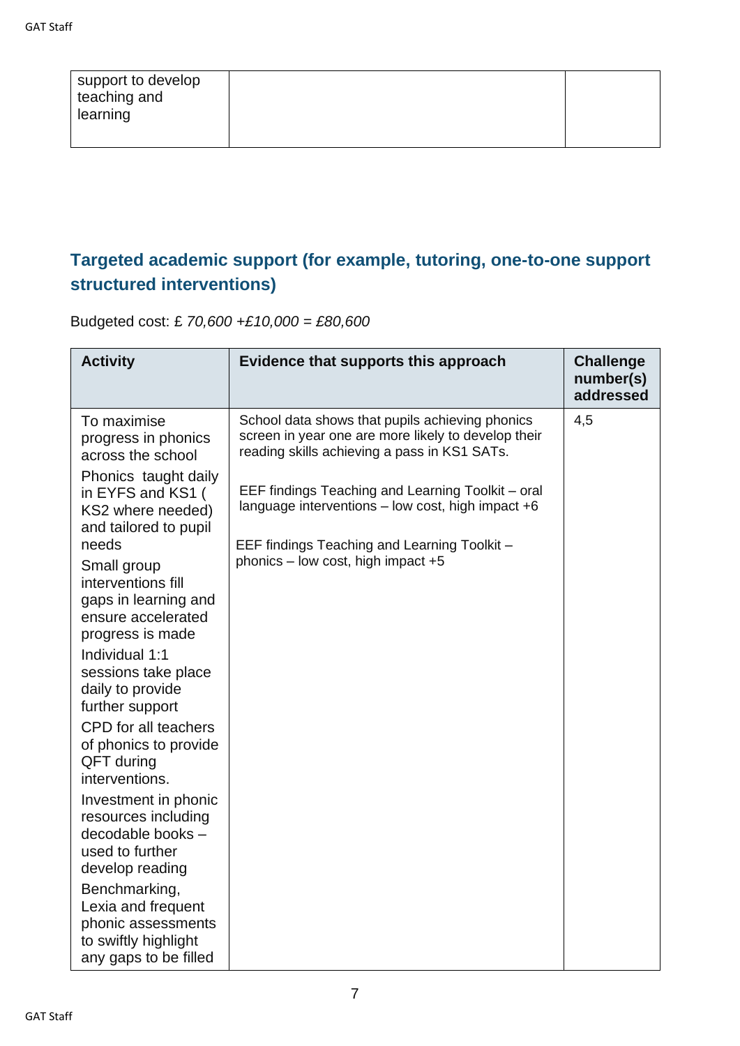| support to develop teaching and learning | | |
|---|---|---|

## Targeted academic support (for example, tutoring, one-to-one support structured interventions)

Budgeted cost: £ *70,600 +£10,000 = £80,600*

| Activity | Evidence that supports this approach | Challenge number(s) addressed |
|---|---|---|
| To maximise progress in phonics across the school<br>Phonics taught daily in EYFS and KS1 ( KS2 where needed) and tailored to pupil needs<br>Small group interventions fill gaps in learning and ensure accelerated progress is made<br>Individual 1:1 sessions take place daily to provide further support<br>CPD for all teachers of phonics to provide QFT during interventions.<br>Investment in phonic resources including decodable books – used to further develop reading<br>Benchmarking, Lexia and frequent phonic assessments to swiftly highlight any gaps to be filled | School data shows that pupils achieving phonics screen in year one are more likely to develop their reading skills achieving a pass in KS1 SATs.<br><br>EEF findings Teaching and Learning Toolkit – oral language interventions – low cost, high impact +6<br><br>EEF findings Teaching and Learning Toolkit – phonics – low cost, high impact +5 | 4,5 |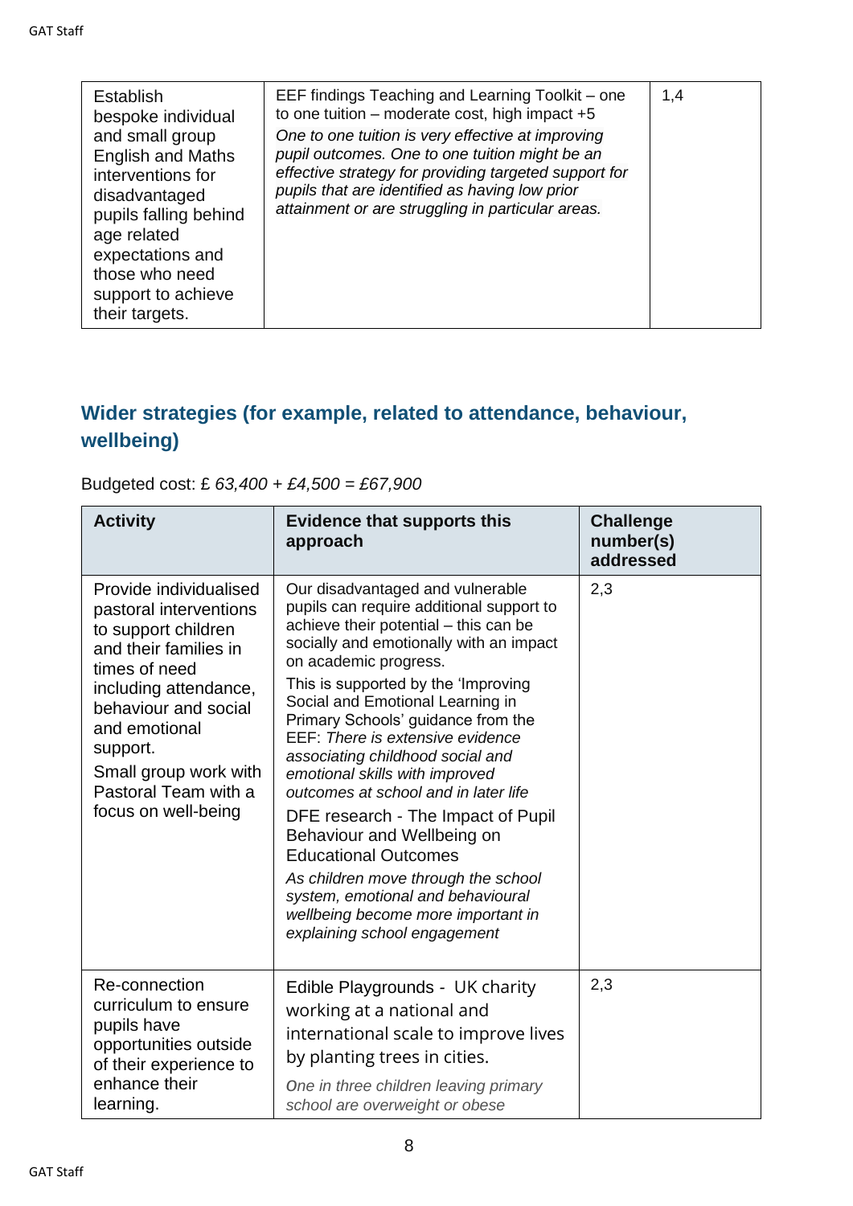| | | |
|---|---|---|
| Establish bespoke individual and small group English and Maths interventions for disadvantaged pupils falling behind age related expectations and those who need support to achieve their targets. | EEF findings Teaching and Learning Toolkit – one to one tuition – moderate cost, high impact +5<br>*One to one tuition is very effective at improving pupil outcomes. One to one tuition might be an effective strategy for providing targeted support for pupils that are identified as having low prior attainment or are struggling in particular areas.* | 1,4 |

## Wider strategies (for example, related to attendance, behaviour, wellbeing)

Budgeted cost: £ *63,400 + £4,500 = £67,900*

| Activity | Evidence that supports this approach | Challenge number(s) addressed |
|---|---|---|
| Provide individualised pastoral interventions to support children and their families in times of need including attendance, behaviour and social and emotional support.<br>Small group work with Pastoral Team with a focus on well-being | Our disadvantaged and vulnerable pupils can require additional support to achieve their potential – this can be socially and emotionally with an impact on academic progress.<br>This is supported by the 'Improving Social and Emotional Learning in Primary Schools' guidance from the EEF: *There is extensive evidence associating childhood social and emotional skills with improved outcomes at school and in later life*<br>DFE research - The Impact of Pupil Behaviour and Wellbeing on Educational Outcomes<br>*As children move through the school system, emotional and behavioural wellbeing become more important in explaining school engagement* | 2,3 |
| Re-connection curriculum to ensure pupils have opportunities outside of their experience to enhance their learning. | Edible Playgrounds - UK charity working at a national and international scale to improve lives by planting trees in cities.<br>*One in three children leaving primary school are overweight or obese* | 2,3 |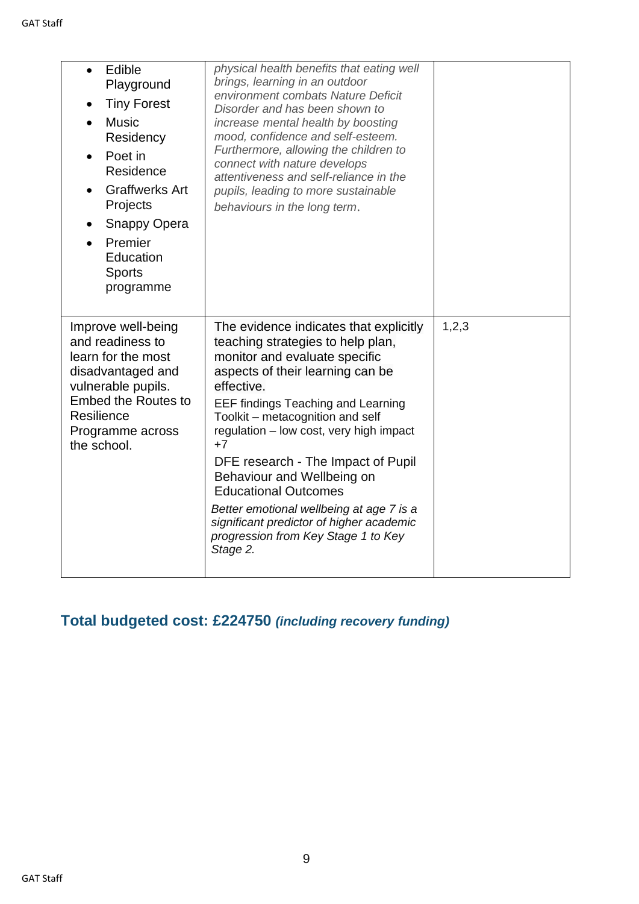| | | |
|---|---|---|
| • Edible Playground<br>• Tiny Forest<br>• Music Residency<br>• Poet in Residence<br>• Graffwerks Art Projects<br>• Snappy Opera<br>• Premier Education Sports programme | *physical health benefits that eating well brings, learning in an outdoor environment combats Nature Deficit Disorder and has been shown to increase mental health by boosting mood, confidence and self-esteem. Furthermore, allowing the children to connect with nature develops attentiveness and self-reliance in the pupils, leading to more sustainable behaviours in the long term*. | |
| Improve well-being and readiness to learn for the most disadvantaged and vulnerable pupils. Embed the Routes to Resilience Programme across the school. | The evidence indicates that explicitly teaching strategies to help plan, monitor and evaluate specific aspects of their learning can be effective.<br>EEF findings Teaching and Learning Toolkit – metacognition and self regulation – low cost, very high impact +7<br>DFE research - The Impact of Pupil Behaviour and Wellbeing on Educational Outcomes<br>*Better emotional wellbeing at age 7 is a significant predictor of higher academic progression from Key Stage 1 to Key Stage 2.* | 1,2,3 |

## Total budgeted cost: £224750 *(including recovery funding)*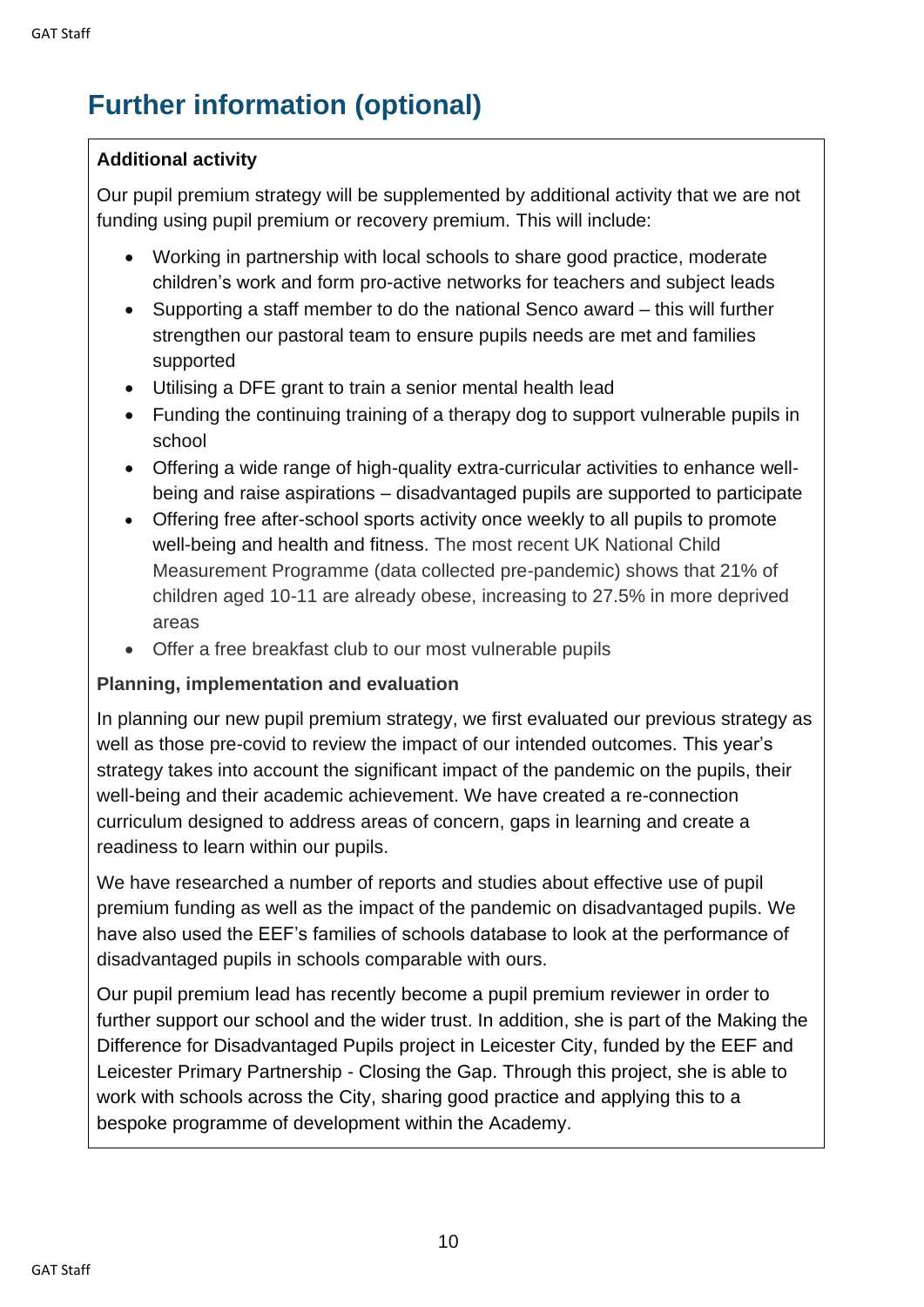## Further information (optional)

**Additional activity**

Our pupil premium strategy will be supplemented by additional activity that we are not funding using pupil premium or recovery premium. This will include:

- Working in partnership with local schools to share good practice, moderate children's work and form pro-active networks for teachers and subject leads
- Supporting a staff member to do the national Senco award – this will further strengthen our pastoral team to ensure pupils needs are met and families supported
- Utilising a DFE grant to train a senior mental health lead
- Funding the continuing training of a therapy dog to support vulnerable pupils in school
- Offering a wide range of high-quality extra-curricular activities to enhance well-being and raise aspirations – disadvantaged pupils are supported to participate
- Offering free after-school sports activity once weekly to all pupils to promote well-being and health and fitness. The most recent UK National Child Measurement Programme (data collected pre-pandemic) shows that 21% of children aged 10-11 are already obese, increasing to 27.5% in more deprived areas
- Offer a free breakfast club to our most vulnerable pupils

**Planning, implementation and evaluation**

In planning our new pupil premium strategy, we first evaluated our previous strategy as well as those pre-covid to review the impact of our intended outcomes. This year's strategy takes into account the significant impact of the pandemic on the pupils, their well-being and their academic achievement. We have created a re-connection curriculum designed to address areas of concern, gaps in learning and create a readiness to learn within our pupils.

We have researched a number of reports and studies about effective use of pupil premium funding as well as the impact of the pandemic on disadvantaged pupils. We have also used the EEF's families of schools database to look at the performance of disadvantaged pupils in schools comparable with ours.

Our pupil premium lead has recently become a pupil premium reviewer in order to further support our school and the wider trust. In addition, she is part of the Making the Difference for Disadvantaged Pupils project in Leicester City, funded by the EEF and Leicester Primary Partnership - Closing the Gap. Through this project, she is able to work with schools across the City, sharing good practice and applying this to a bespoke programme of development within the Academy.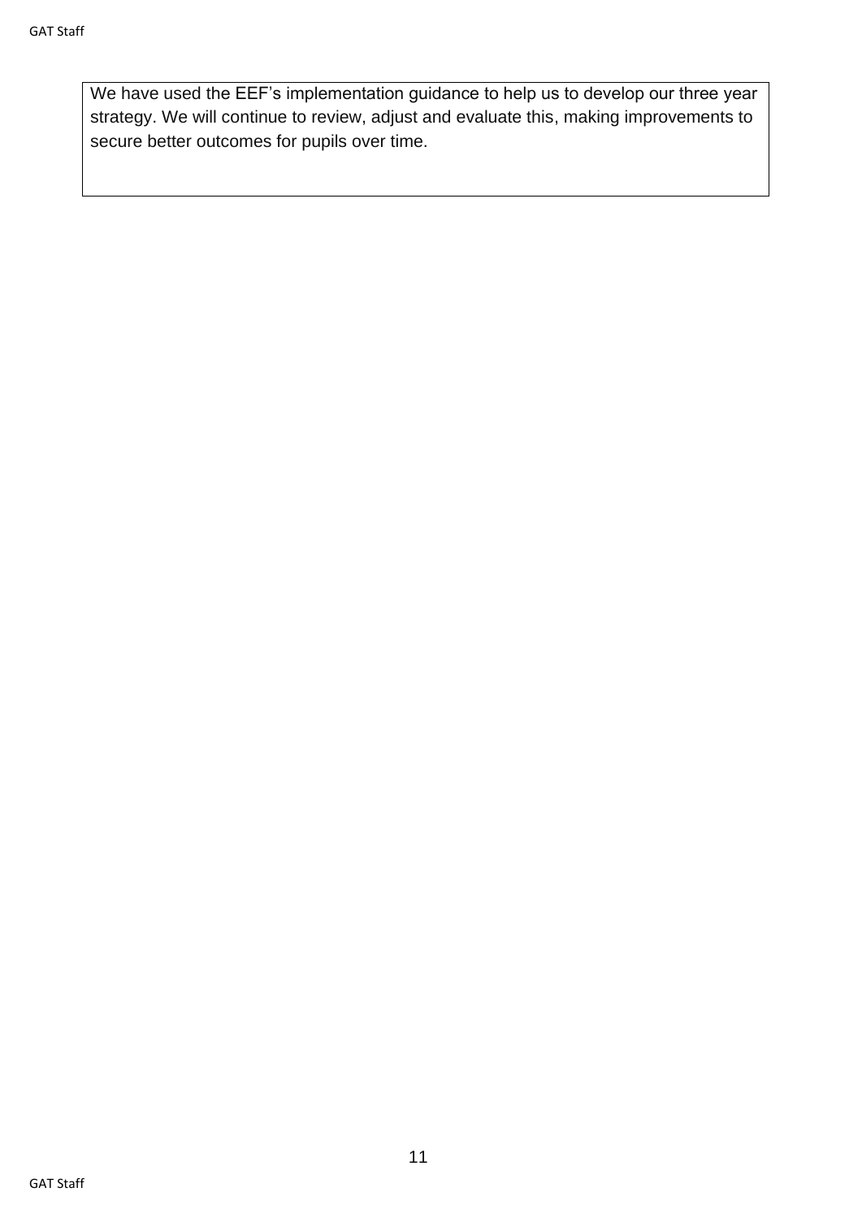We have used the EEF’s implementation guidance to help us to develop our three year strategy. We will continue to review, adjust and evaluate this, making improvements to secure better outcomes for pupils over time.